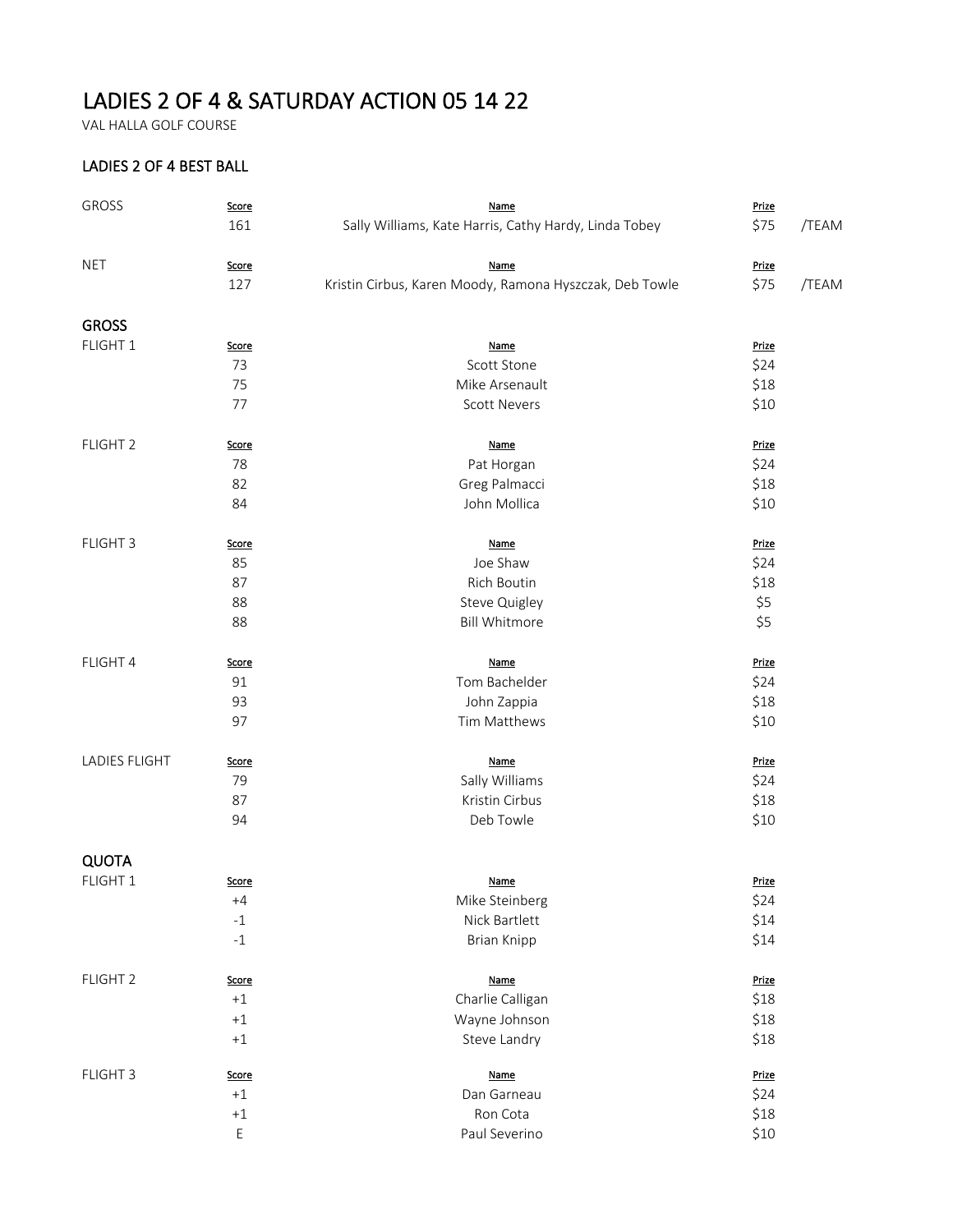# LADIES 2 OF 4 & SATURDAY ACTION 05 14 22

VAL HALLA GOLF COURSE

## LADIES 2 OF 4 BEST BALL

| GROSS | Score | Name | Prize | |
|---|---|---|---|---|
| | 161 | Sally Williams, Kate Harris, Cathy Hardy, Linda Tobey | $75 | /TEAM |

| NET | Score | Name | Prize | |
|---|---|---|---|---|
| | 127 | Kristin Cirbus, Karen Moody, Ramona Hyszczak, Deb Towle | $75 | /TEAM |

## GROSS

| FLIGHT 1 | Score | Name | Prize |
|---|---|---|---|
| | 73 | Scott Stone | $24 |
| | 75 | Mike Arsenault | $18 |
| | 77 | Scott Nevers | $10 |

| FLIGHT 2 | Score | Name | Prize |
|---|---|---|---|
| | 78 | Pat Horgan | $24 |
| | 82 | Greg Palmacci | $18 |
| | 84 | John Mollica | $10 |

| FLIGHT 3 | Score | Name | Prize |
|---|---|---|---|
| | 85 | Joe Shaw | $24 |
| | 87 | Rich Boutin | $18 |
| | 88 | Steve Quigley | $5 |
| | 88 | Bill Whitmore | $5 |

| FLIGHT 4 | Score | Name | Prize |
|---|---|---|---|
| | 91 | Tom Bachelder | $24 |
| | 93 | John Zappia | $18 |
| | 97 | Tim Matthews | $10 |

| LADIES FLIGHT | Score | Name | Prize |
|---|---|---|---|
| | 79 | Sally Williams | $24 |
| | 87 | Kristin Cirbus | $18 |
| | 94 | Deb Towle | $10 |

## QUOTA

| FLIGHT 1 | Score | Name | Prize |
|---|---|---|---|
| | +4 | Mike Steinberg | $24 |
| | -1 | Nick Bartlett | $14 |
| | -1 | Brian Knipp | $14 |

| FLIGHT 2 | Score | Name | Prize |
|---|---|---|---|
| | +1 | Charlie Calligan | $18 |
| | +1 | Wayne Johnson | $18 |
| | +1 | Steve Landry | $18 |

| FLIGHT 3 | Score | Name | Prize |
|---|---|---|---|
| | +1 | Dan Garneau | $24 |
| | +1 | Ron Cota | $18 |
| | E | Paul Severino | $10 |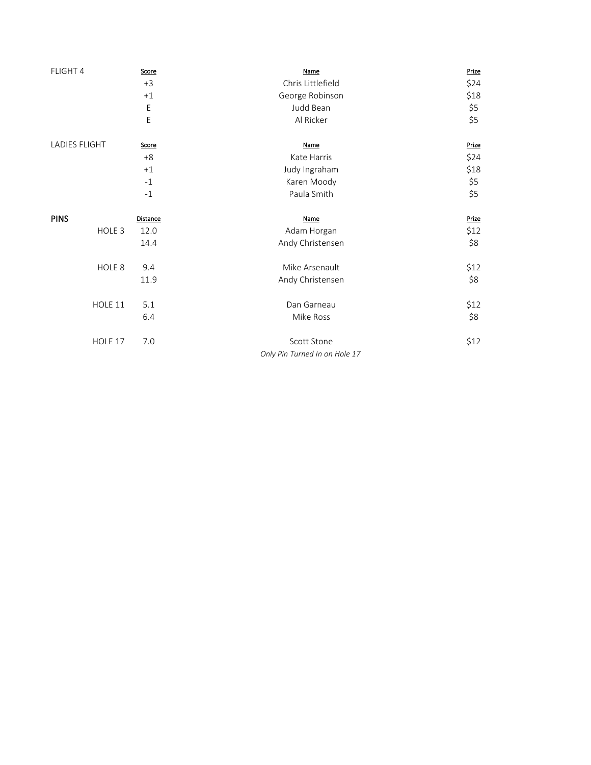| FLIGHT 4 | Score | Name | Prize |
|---|---|---|---|
| | +3 | Chris Littlefield | $24 |
| | +1 | George Robinson | $18 |
| | E | Judd Bean | $5 |
| | E | Al Ricker | $5 |

| LADIES FLIGHT | Score | Name | Prize |
|---|---|---|---|
| | +8 | Kate Harris | $24 |
| | +1 | Judy Ingraham | $18 |
| | -1 | Karen Moody | $5 |
| | -1 | Paula Smith | $5 |

| **PINS** | Distance | Name | Prize |
|---|---|---|---|
| HOLE 3 | 12.0 | Adam Horgan | $12 |
| | 14.4 | Andy Christensen | $8 |
| HOLE 8 | 9.4 | Mike Arsenault | $12 |
| | 11.9 | Andy Christensen | $8 |
| HOLE 11 | 5.1 | Dan Garneau | $12 |
| | 6.4 | Mike Ross | $8 |
| HOLE 17 | 7.0 | Scott Stone | $12 |
| | | *Only Pin Turned In on Hole 17* | |